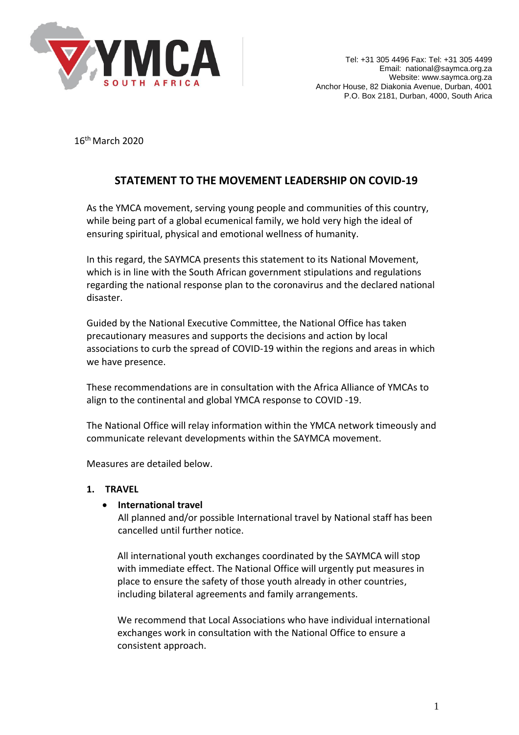Tel: +31 305 4496 Fax: Tel: +31 305 4499
Email: national@saymca.org.za
Website: www.saymca.org.za
Anchor House, 82 Diakonia Avenue, Durban, 4001
P.O. Box 2181, Durban, 4000, South Arica

16th March 2020

# STATEMENT TO THE MOVEMENT LEADERSHIP ON COVID-19

As the YMCA movement, serving young people and communities of this country, while being part of a global ecumenical family, we hold very high the ideal of ensuring spiritual, physical and emotional wellness of humanity.

In this regard, the SAYMCA presents this statement to its National Movement, which is in line with the South African government stipulations and regulations regarding the national response plan to the coronavirus and the declared national disaster.

Guided by the National Executive Committee, the National Office has taken precautionary measures and supports the decisions and action by local associations to curb the spread of COVID-19 within the regions and areas in which we have presence.

These recommendations are in consultation with the Africa Alliance of YMCAs to align to the continental and global YMCA response to COVID -19.

The National Office will relay information within the YMCA network timeously and communicate relevant developments within the SAYMCA movement.

Measures are detailed below.

## 1. TRAVEL

- **International travel**
  All planned and/or possible International travel by National staff has been cancelled until further notice.

  All international youth exchanges coordinated by the SAYMCA will stop with immediate effect. The National Office will urgently put measures in place to ensure the safety of those youth already in other countries, including bilateral agreements and family arrangements.

  We recommend that Local Associations who have individual international exchanges work in consultation with the National Office to ensure a consistent approach.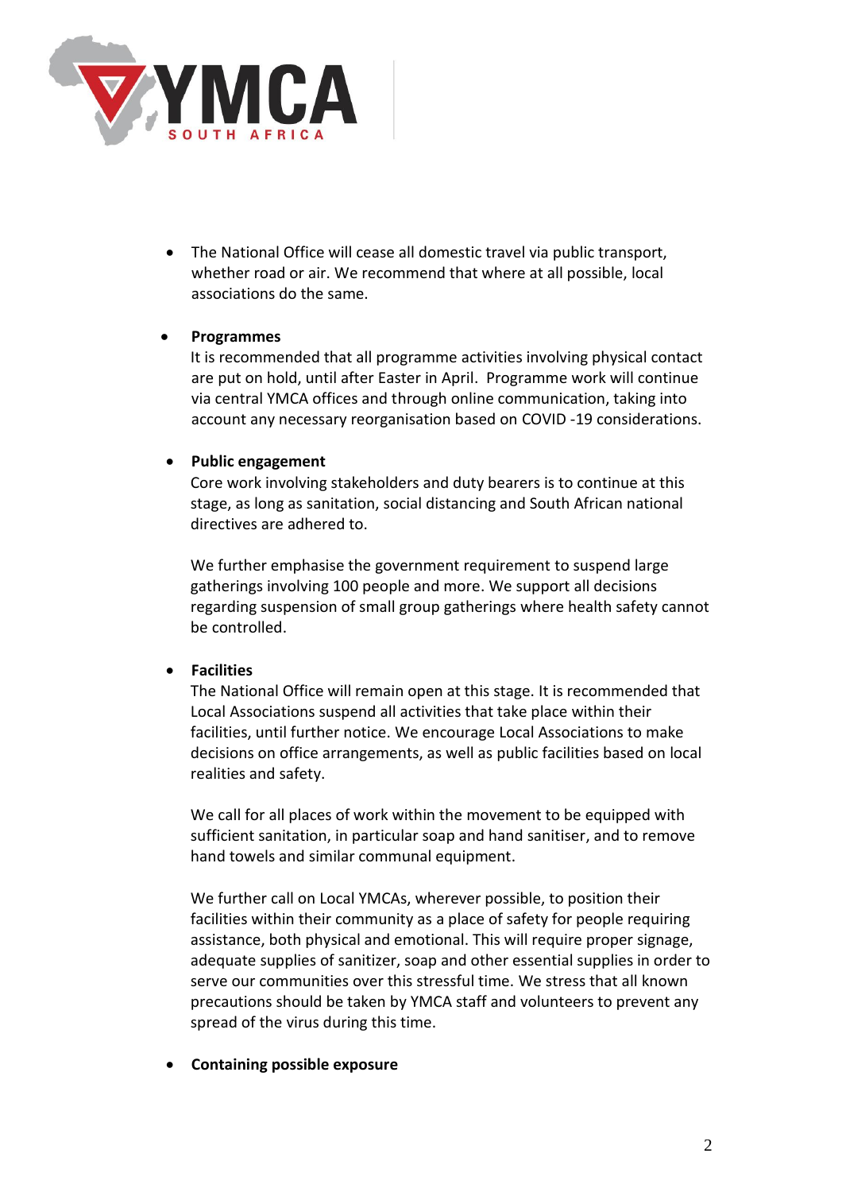- The National Office will cease all domestic travel via public transport, whether road or air. We recommend that where at all possible, local associations do the same.

- **Programmes**
  It is recommended that all programme activities involving physical contact are put on hold, until after Easter in April. Programme work will continue via central YMCA offices and through online communication, taking into account any necessary reorganisation based on COVID -19 considerations.

- **Public engagement**
  Core work involving stakeholders and duty bearers is to continue at this stage, as long as sanitation, social distancing and South African national directives are adhered to.

  We further emphasise the government requirement to suspend large gatherings involving 100 people and more. We support all decisions regarding suspension of small group gatherings where health safety cannot be controlled.

- **Facilities**
  The National Office will remain open at this stage. It is recommended that Local Associations suspend all activities that take place within their facilities, until further notice. We encourage Local Associations to make decisions on office arrangements, as well as public facilities based on local realities and safety.

  We call for all places of work within the movement to be equipped with sufficient sanitation, in particular soap and hand sanitiser, and to remove hand towels and similar communal equipment.

  We further call on Local YMCAs, wherever possible, to position their facilities within their community as a place of safety for people requiring assistance, both physical and emotional. This will require proper signage, adequate supplies of sanitizer, soap and other essential supplies in order to serve our communities over this stressful time. We stress that all known precautions should be taken by YMCA staff and volunteers to prevent any spread of the virus during this time.

- **Containing possible exposure**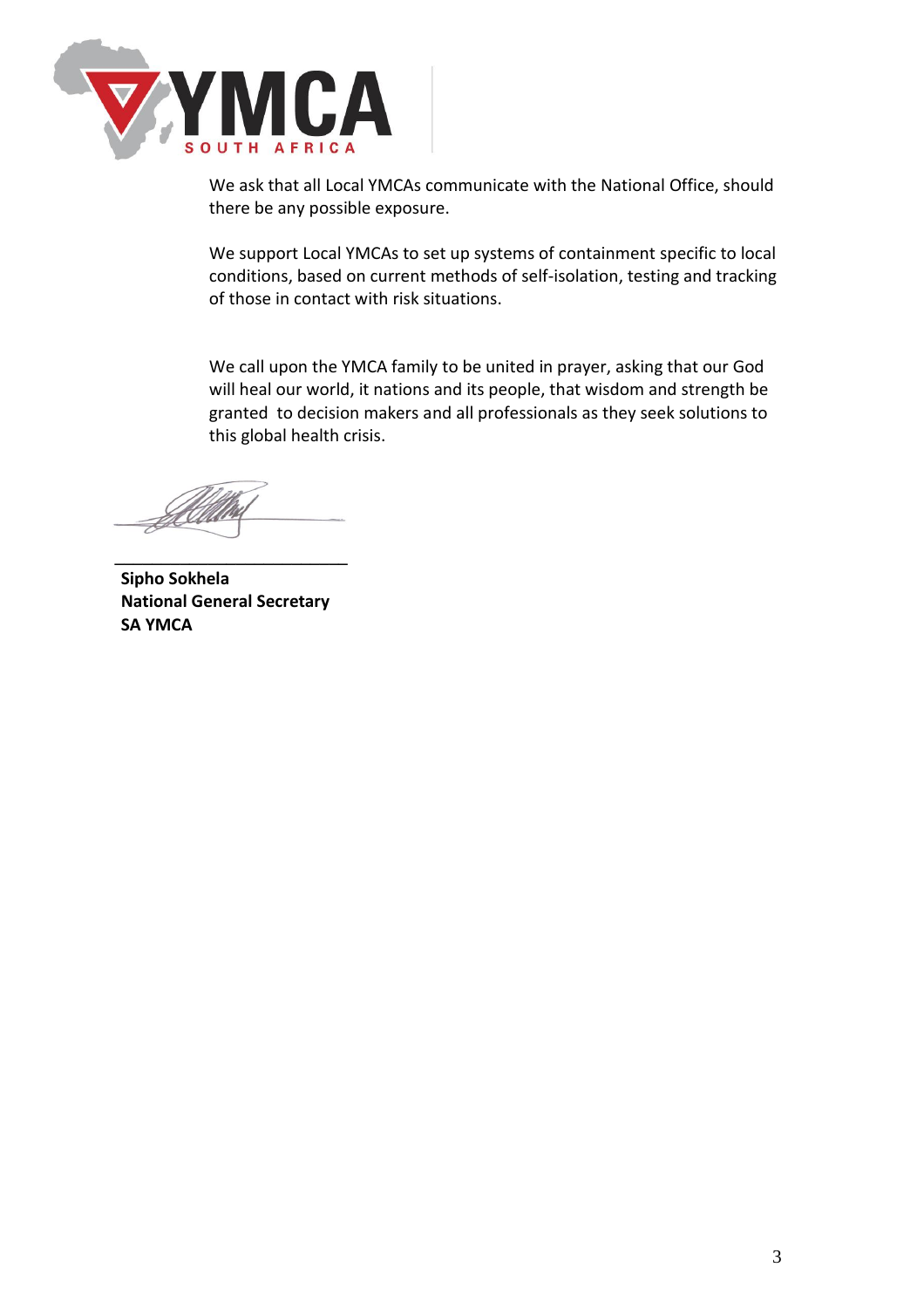We ask that all Local YMCAs communicate with the National Office, should there be any possible exposure.

We support Local YMCAs to set up systems of containment specific to local conditions, based on current methods of self-isolation, testing and tracking of those in contact with risk situations.

We call upon the YMCA family to be united in prayer, asking that our God will heal our world, it nations and its people, that wisdom and strength be granted to decision makers and all professionals as they seek solutions to this global health crisis.

**Sipho Sokhela**
**National General Secretary**
**SA YMCA**